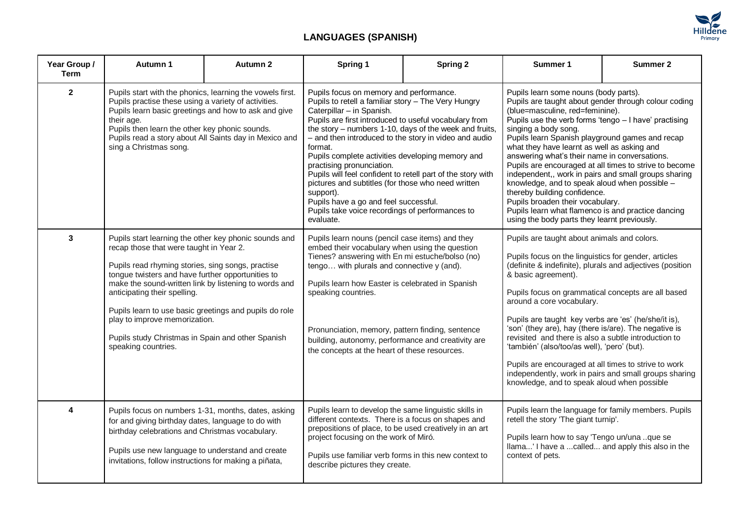# LANGUAGES (SPANISH)

| Year Group / Term | Autumn 1 | Autumn 2 | Spring 1 | Spring 2 | Summer 1 | Summer 2 |
|---|---|---|---|---|---|---|
| **2** | Pupils start with the phonics, learning the vowels first. Pupils practise these using a variety of activities. Pupils learn basic greetings and how to ask and give their age. Pupils then learn the other key phonic sounds. Pupils read a story about All Saints day in Mexico and sing a Christmas song. | | Pupils focus on memory and performance. Pupils to retell a familiar story – The Very Hungry Caterpillar – in Spanish. Pupils are first introduced to useful vocabulary from the story – numbers 1-10, days of the week and fruits, – and then introduced to the story in video and audio format. Pupils complete activities developing memory and practising pronunciation. Pupils will feel confident to retell part of the story with pictures and subtitles (for those who need written support). Pupils have a go and feel successful. Pupils take voice recordings of performances to evaluate. | | Pupils learn some nouns (body parts). Pupils are taught about gender through colour coding (blue=masculine, red=feminine). Pupils use the verb forms 'tengo – I have' practising singing a body song. Pupils learn Spanish playground games and recap what they have learnt as well as asking and answering what's their name in conversations. Pupils are encouraged at all times to strive to become independent,, work in pairs and small groups sharing knowledge, and to speak aloud when possible – thereby building confidence. Pupils broaden their vocabulary. Pupils learn what flamenco is and practice dancing using the body parts they learnt previously. | |
| **3** | Pupils start learning the other key phonic sounds and recap those that were taught in Year 2.<br><br>Pupils read rhyming stories, sing songs, practise tongue twisters and have further opportunities to make the sound-written link by listening to words and anticipating their spelling.<br><br>Pupils learn to use basic greetings and pupils do role play to improve memorization.<br><br>Pupils study Christmas in Spain and other Spanish speaking countries. | | Pupils learn nouns (pencil case items) and they embed their vocabulary when using the question Tienes? answering with En mi estuche/bolso (no) tengo… with plurals and connective y (and).<br><br>Pupils learn how Easter is celebrated in Spanish speaking countries.<br><br>Pronunciation, memory, pattern finding, sentence building, autonomy, performance and creativity are the concepts at the heart of these resources. | | Pupils are taught about animals and colors.<br><br>Pupils focus on the linguistics for gender, articles (definite & indefinite), plurals and adjectives (position & basic agreement).<br><br>Pupils focus on grammatical concepts are all based around a core vocabulary.<br><br>Pupils are taught key verbs are 'es' (he/she/it is), 'son' (they are), hay (there is/are). The negative is revisited and there is also a subtle introduction to 'también' (also/too/as well), 'pero' (but).<br><br>Pupils are encouraged at all times to strive to work independently, work in pairs and small groups sharing knowledge, and to speak aloud when possible | |
| **4** | Pupils focus on numbers 1-31, months, dates, asking for and giving birthday dates, language to do with birthday celebrations and Christmas vocabulary.<br><br>Pupils use new language to understand and create invitations, follow instructions for making a piñata, | | Pupils learn to develop the same linguistic skills in different contexts. There is a focus on shapes and prepositions of place, to be used creatively in an art project focusing on the work of Miró.<br><br>Pupils use familiar verb forms in this new context to describe pictures they create. | | Pupils learn the language for family members. Pupils retell the story 'The giant turnip'.<br><br>Pupils learn how to say 'Tengo un/una ..que se llama...' I have a ...called... and apply this also in the context of pets. | |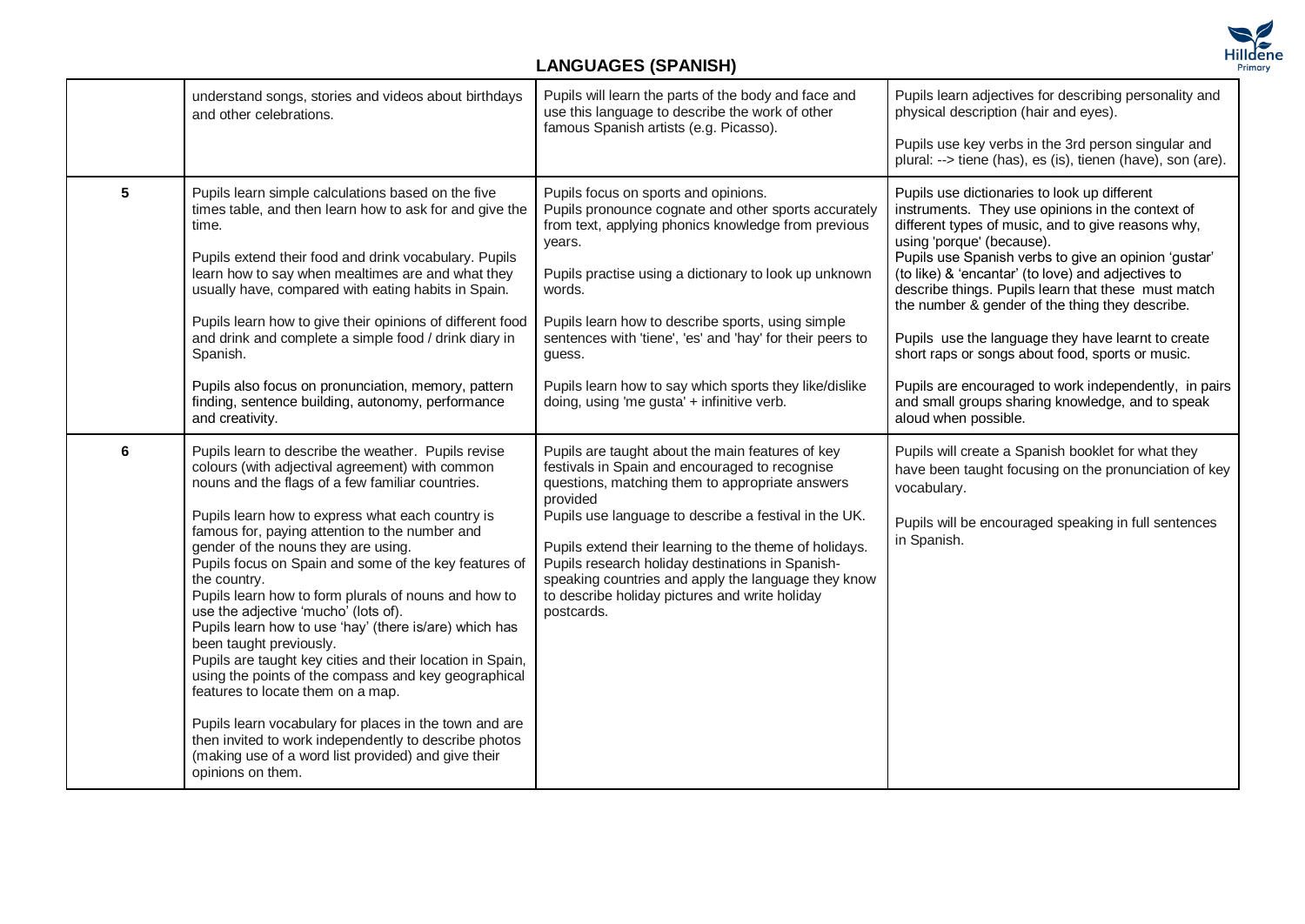## LANGUAGES (SPANISH)

| | | | |
|---|---|---|---|
| | understand songs, stories and videos about birthdays and other celebrations. | Pupils will learn the parts of the body and face and use this language to describe the work of other famous Spanish artists (e.g. Picasso). | Pupils learn adjectives for describing personality and physical description (hair and eyes).<br><br>Pupils use key verbs in the 3rd person singular and plural: --> tiene (has), es (is), tienen (have), son (are). |
| **5** | Pupils learn simple calculations based on the five times table, and then learn how to ask for and give the time.<br><br>Pupils extend their food and drink vocabulary. Pupils learn how to say when mealtimes are and what they usually have, compared with eating habits in Spain.<br><br>Pupils learn how to give their opinions of different food and drink and complete a simple food / drink diary in Spanish.<br><br>Pupils also focus on pronunciation, memory, pattern finding, sentence building, autonomy, performance and creativity. | Pupils focus on sports and opinions.<br>Pupils pronounce cognate and other sports accurately from text, applying phonics knowledge from previous years.<br><br>Pupils practise using a dictionary to look up unknown words.<br><br>Pupils learn how to describe sports, using simple sentences with 'tiene', 'es' and 'hay' for their peers to guess.<br><br>Pupils learn how to say which sports they like/dislike doing, using 'me gusta' + infinitive verb. | Pupils use dictionaries to look up different instruments. They use opinions in the context of different types of music, and to give reasons why, using 'porque' (because).<br>Pupils use Spanish verbs to give an opinion 'gustar' (to like) & 'encantar' (to love) and adjectives to describe things. Pupils learn that these must match the number & gender of the thing they describe.<br><br>Pupils use the language they have learnt to create short raps or songs about food, sports or music.<br><br>Pupils are encouraged to work independently, in pairs and small groups sharing knowledge, and to speak aloud when possible. |
| **6** | Pupils learn to describe the weather. Pupils revise colours (with adjectival agreement) with common nouns and the flags of a few familiar countries.<br><br>Pupils learn how to express what each country is famous for, paying attention to the number and gender of the nouns they are using.<br>Pupils focus on Spain and some of the key features of the country.<br>Pupils learn how to form plurals of nouns and how to use the adjective 'mucho' (lots of).<br>Pupils learn how to use 'hay' (there is/are) which has been taught previously.<br>Pupils are taught key cities and their location in Spain, using the points of the compass and key geographical features to locate them on a map.<br><br>Pupils learn vocabulary for places in the town and are then invited to work independently to describe photos (making use of a word list provided) and give their opinions on them. | Pupils are taught about the main features of key festivals in Spain and encouraged to recognise questions, matching them to appropriate answers provided<br>Pupils use language to describe a festival in the UK.<br><br>Pupils extend their learning to the theme of holidays. Pupils research holiday destinations in Spanish-speaking countries and apply the language they know to describe holiday pictures and write holiday postcards. | Pupils will create a Spanish booklet for what they have been taught focusing on the pronunciation of key vocabulary.<br><br>Pupils will be encouraged speaking in full sentences in Spanish. |